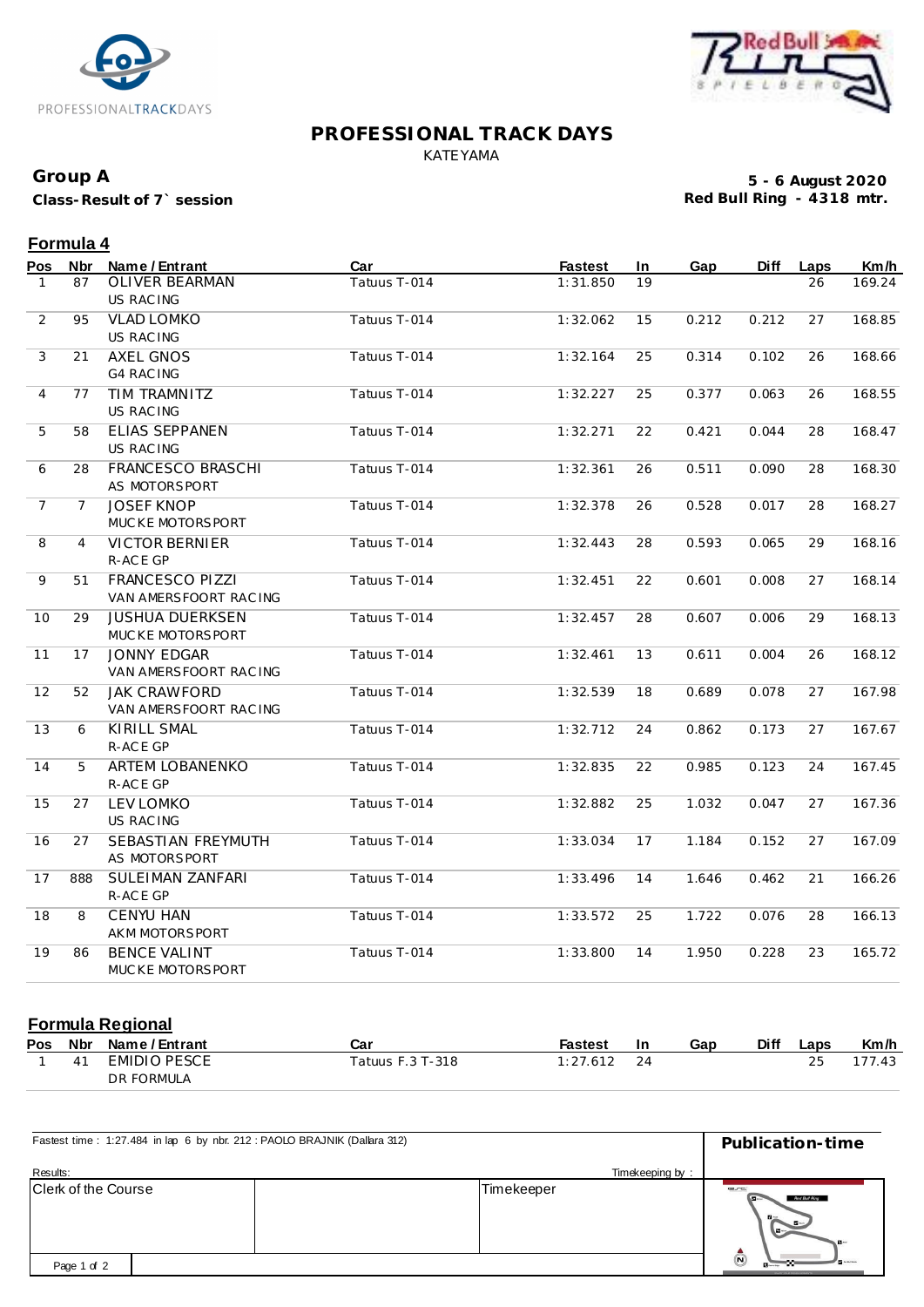# PROFESSIONAL TRACK DAYS

KATEYAMA

**Group A**

**Class-Result of 7` session**

**5 - 6 August 2020**

**Red Bull Ring - 4318 mtr.**

## Formula 4

| Pos | Nbr | Name / Entrant | Car | Fastest | In | Gap | Diff | Laps | Km/h |
|---|---|---|---|---|---|---|---|---|---|
| 1 | 87 | OLIVER BEARMAN<br>US RACING | Tatuus T-014 | 1:31.850 | 19 | | | 26 | 169.24 |
| 2 | 95 | VLAD LOMKO<br>US RACING | Tatuus T-014 | 1:32.062 | 15 | 0.212 | 0.212 | 27 | 168.85 |
| 3 | 21 | AXEL GNOS<br>G4 RACING | Tatuus T-014 | 1:32.164 | 25 | 0.314 | 0.102 | 26 | 168.66 |
| 4 | 77 | TIM TRAMNITZ<br>US RACING | Tatuus T-014 | 1:32.227 | 25 | 0.377 | 0.063 | 26 | 168.55 |
| 5 | 58 | ELIAS SEPPANEN<br>US RACING | Tatuus T-014 | 1:32.271 | 22 | 0.421 | 0.044 | 28 | 168.47 |
| 6 | 28 | FRANCESCO BRASCHI<br>AS MOTORSPORT | Tatuus T-014 | 1:32.361 | 26 | 0.511 | 0.090 | 28 | 168.30 |
| 7 | 7 | JOSEF KNOP<br>MUCKE MOTORSPORT | Tatuus T-014 | 1:32.378 | 26 | 0.528 | 0.017 | 28 | 168.27 |
| 8 | 4 | VICTOR BERNIER<br>R-ACE GP | Tatuus T-014 | 1:32.443 | 28 | 0.593 | 0.065 | 29 | 168.16 |
| 9 | 51 | FRANCESCO PIZZI<br>VAN AMERSFOORT RACING | Tatuus T-014 | 1:32.451 | 22 | 0.601 | 0.008 | 27 | 168.14 |
| 10 | 29 | JUSHUA DUERKSEN<br>MUCKE MOTORSPORT | Tatuus T-014 | 1:32.457 | 28 | 0.607 | 0.006 | 29 | 168.13 |
| 11 | 17 | JONNY EDGAR<br>VAN AMERSFOORT RACING | Tatuus T-014 | 1:32.461 | 13 | 0.611 | 0.004 | 26 | 168.12 |
| 12 | 52 | JAK CRAWFORD<br>VAN AMERSFOORT RACING | Tatuus T-014 | 1:32.539 | 18 | 0.689 | 0.078 | 27 | 167.98 |
| 13 | 6 | KIRILL SMAL<br>R-ACE GP | Tatuus T-014 | 1:32.712 | 24 | 0.862 | 0.173 | 27 | 167.67 |
| 14 | 5 | ARTEM LOBANENKO<br>R-ACE GP | Tatuus T-014 | 1:32.835 | 22 | 0.985 | 0.123 | 24 | 167.45 |
| 15 | 27 | LEV LOMKO<br>US RACING | Tatuus T-014 | 1:32.882 | 25 | 1.032 | 0.047 | 27 | 167.36 |
| 16 | 27 | SEBASTIAN FREYMUTH<br>AS MOTORSPORT | Tatuus T-014 | 1:33.034 | 17 | 1.184 | 0.152 | 27 | 167.09 |
| 17 | 888 | SULEIMAN ZANFARI<br>R-ACE GP | Tatuus T-014 | 1:33.496 | 14 | 1.646 | 0.462 | 21 | 166.26 |
| 18 | 8 | CENYU HAN<br>AKM MOTORSPORT | Tatuus T-014 | 1:33.572 | 25 | 1.722 | 0.076 | 28 | 166.13 |
| 19 | 86 | BENCE VALINT<br>MUCKE MOTORSPORT | Tatuus T-014 | 1:33.800 | 14 | 1.950 | 0.228 | 23 | 165.72 |

## Formula Regional

| Pos | Nbr | Name / Entrant | Car | Fastest | In | Gap | Diff | Laps | Km/h |
|---|---|---|---|---|---|---|---|---|---|
| 1 | 41 | EMIDIO PESCE<br>DR FORMULA | Tatuus F.3 T-318 | 1:27.612 | 24 | | | 25 | 177.43 |

Fastest time : 1:27.484 in lap 6 by nbr. 212 : PAOLO BRAJNIK (Dallara 312)

**Publication-time**

Results:

Timekeeping by :

| Clerk of the Course | | Timekeeper |
|---|---|---|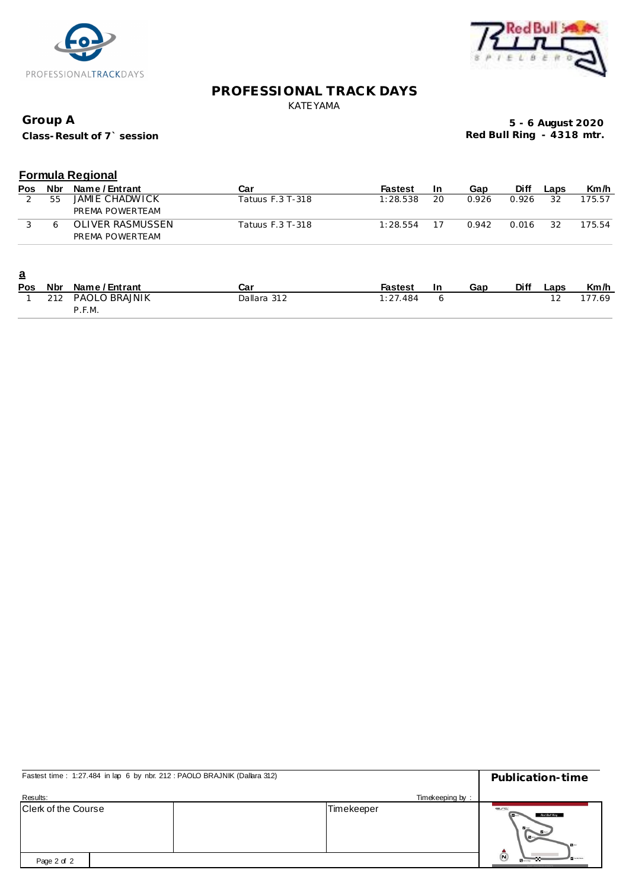# PROFESSIONAL TRACK DAYS

KATEYAMA

**Group A**

**Class-Result of 7` session**

**5 - 6 August 2020**

**Red Bull Ring - 4318 mtr.**

## Formula Regional

| Pos | Nbr | Name / Entrant | Car | Fastest | In | Gap | Diff | Laps | Km/h |
|---|---|---|---|---|---|---|---|---|---|
| 2 | 55 | JAMIE CHADWICK<br>PREMA POWERTEAM | Tatuus F.3 T-318 | 1:28.538 | 20 | 0.926 | 0.926 | 32 | 175.57 |
| 3 | 6 | OLIVER RASMUSSEN<br>PREMA POWERTEAM | Tatuus F.3 T-318 | 1:28.554 | 17 | 0.942 | 0.016 | 32 | 175.54 |

## a

| Pos | Nbr | Name / Entrant | Car | Fastest | In | Gap | Diff | Laps | Km/h |
|---|---|---|---|---|---|---|---|---|---|
| 1 | 212 | PAOLO BRAJNIK<br>P.F.M. | Dallara 312 | 1:27.484 | 6 | | | 12 | 177.69 |

Fastest time : 1:27.484 in lap 6 by nbr. 212 : PAOLO BRAJNIK (Dallara 312)

**Publication-time**

Results:

Timekeeping by :

| Clerk of the Course | | Timekeeper |
|---|---|---|